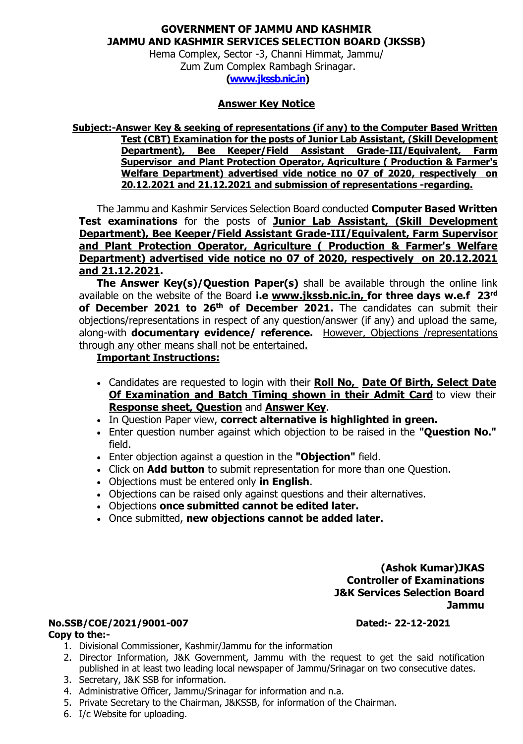**GOVERNMENT OF JAMMU AND KASHMIR**
**JAMMU AND KASHMIR SERVICES SELECTION BOARD (JKSSB)**
Hema Complex, Sector -3, Channi Himmat, Jammu/
Zum Zum Complex Rambagh Srinagar.
**(www.jkssb.nic.in)**

## Answer Key Notice

**Subject:-Answer Key & seeking of representations (if any) to the Computer Based Written Test (CBT) Examination for the posts of Junior Lab Assistant, (Skill Development Department), Bee Keeper/Field Assistant Grade-III/Equivalent, Farm Supervisor and Plant Protection Operator, Agriculture ( Production & Farmer's Welfare Department) advertised vide notice no 07 of 2020, respectively on 20.12.2021 and 21.12.2021 and submission of representations -regarding.**

The Jammu and Kashmir Services Selection Board conducted **Computer Based Written Test examinations** for the posts of **Junior Lab Assistant, (Skill Development Department), Bee Keeper/Field Assistant Grade-III/Equivalent, Farm Supervisor and Plant Protection Operator, Agriculture ( Production & Farmer's Welfare Department) advertised vide notice no 07 of 2020, respectively on 20.12.2021 and 21.12.2021.**

**The Answer Key(s)/Question Paper(s)** shall be available through the online link available on the website of the Board **i.e www.jkssb.nic.in, for three days w.e.f 23rd of December 2021 to 26th of December 2021.** The candidates can submit their objections/representations in respect of any question/answer (if any) and upload the same, along-with **documentary evidence/ reference.** However, Objections /representations through any other means shall not be entertained.

**Important Instructions:**

- Candidates are requested to login with their **Roll No, Date Of Birth, Select Date Of Examination and Batch Timing shown in their Admit Card** to view their **Response sheet, Question** and **Answer Key**.
- In Question Paper view, **correct alternative is highlighted in green.**
- Enter question number against which objection to be raised in the **"Question No."** field.
- Enter objection against a question in the **"Objection"** field.
- Click on **Add button** to submit representation for more than one Question.
- Objections must be entered only **in English**.
- Objections can be raised only against questions and their alternatives.
- Objections **once submitted cannot be edited later.**
- Once submitted, **new objections cannot be added later.**

**(Ashok Kumar)JKAS**
**Controller of Examinations**
**J&K Services Selection Board**
**Jammu**

**No.SSB/COE/2021/9001-007** **Dated:- 22-12-2021**

**Copy to the:-**

1. Divisional Commissioner, Kashmir/Jammu for the information
2. Director Information, J&K Government, Jammu with the request to get the said notification published in at least two leading local newspaper of Jammu/Srinagar on two consecutive dates.
3. Secretary, J&K SSB for information.
4. Administrative Officer, Jammu/Srinagar for information and n.a.
5. Private Secretary to the Chairman, J&KSSB, for information of the Chairman.
6. I/c Website for uploading.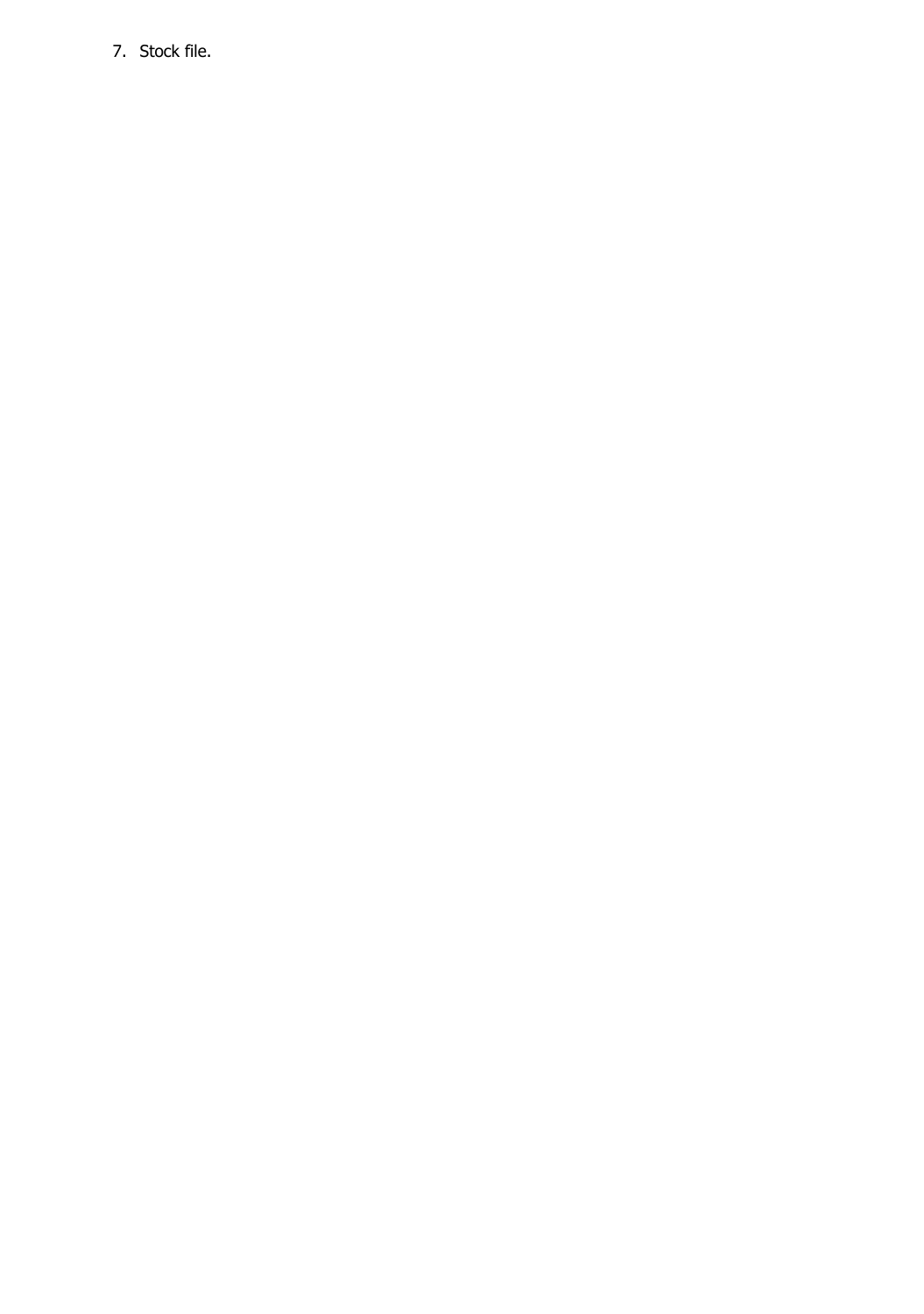7. Stock file.